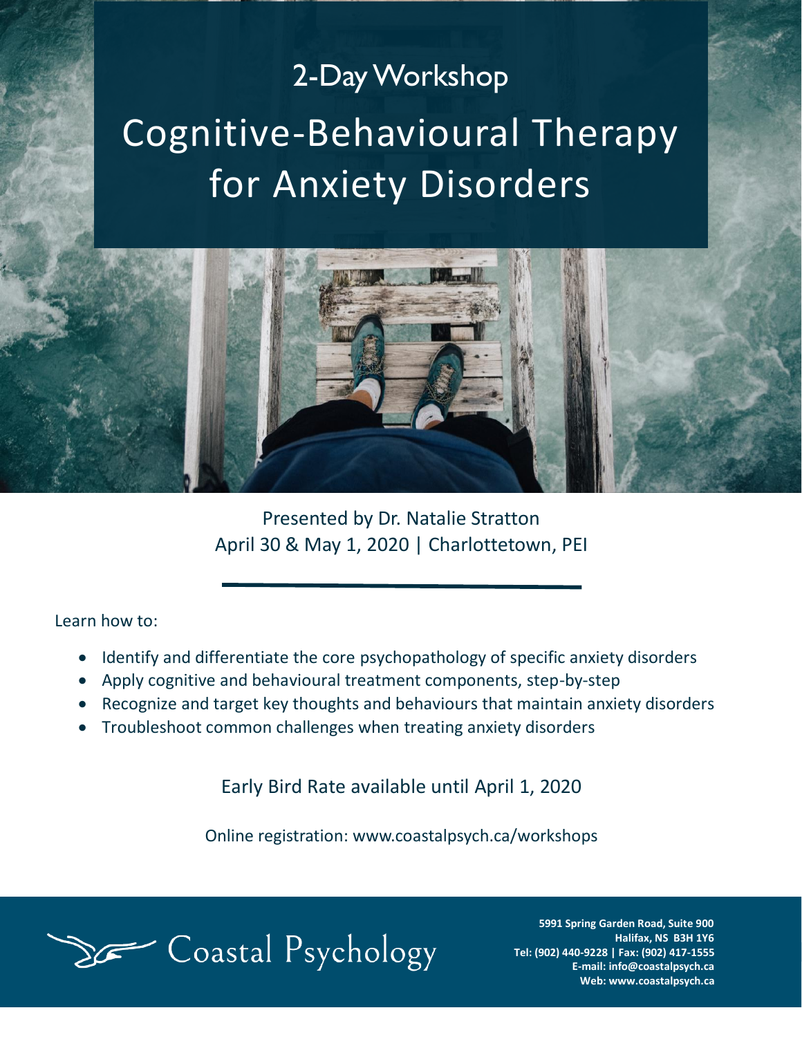## 2-Day Workshop

# Cognitive-Behavioural Therapy for Anxiety Disorders

Presented by Dr. Natalie Stratton
April 30 & May 1, 2020 | Charlottetown, PEI

---

Learn how to:

- Identify and differentiate the core psychopathology of specific anxiety disorders
- Apply cognitive and behavioural treatment components, step-by-step
- Recognize and target key thoughts and behaviours that maintain anxiety disorders
- Troubleshoot common challenges when treating anxiety disorders

Early Bird Rate available until April 1, 2020

Online registration: www.coastalpsych.ca/workshops

Coastal Psychology

**5991 Spring Garden Road, Suite 900**
**Halifax, NS B3H 1Y6**
**Tel: (902) 440-9228 | Fax: (902) 417-1555**
**E-mail: info@coastalpsych.ca**
**Web: www.coastalpsych.ca**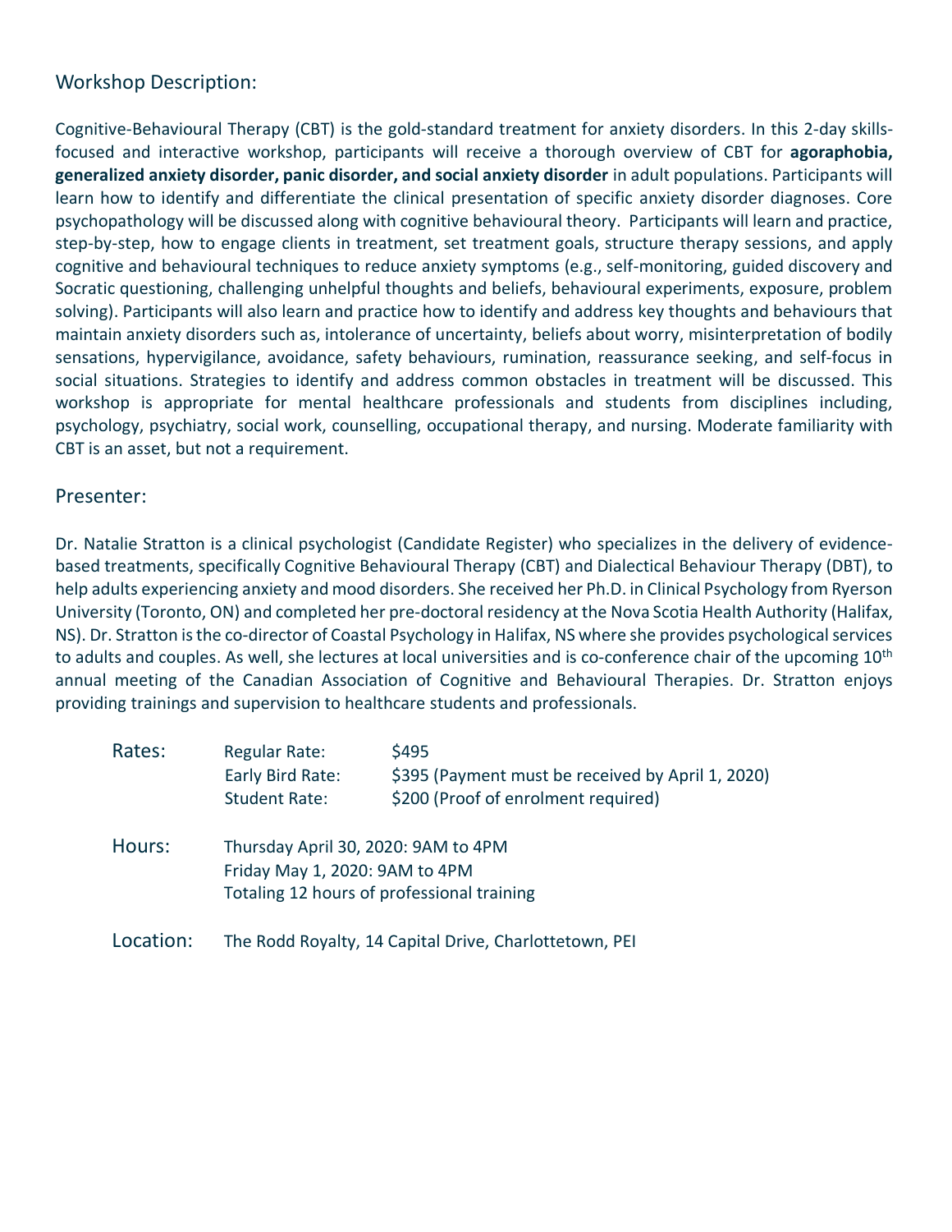## Workshop Description:

Cognitive-Behavioural Therapy (CBT) is the gold-standard treatment for anxiety disorders. In this 2-day skills-focused and interactive workshop, participants will receive a thorough overview of CBT for **agoraphobia, generalized anxiety disorder, panic disorder, and social anxiety disorder** in adult populations. Participants will learn how to identify and differentiate the clinical presentation of specific anxiety disorder diagnoses. Core psychopathology will be discussed along with cognitive behavioural theory. Participants will learn and practice, step-by-step, how to engage clients in treatment, set treatment goals, structure therapy sessions, and apply cognitive and behavioural techniques to reduce anxiety symptoms (e.g., self-monitoring, guided discovery and Socratic questioning, challenging unhelpful thoughts and beliefs, behavioural experiments, exposure, problem solving). Participants will also learn and practice how to identify and address key thoughts and behaviours that maintain anxiety disorders such as, intolerance of uncertainty, beliefs about worry, misinterpretation of bodily sensations, hypervigilance, avoidance, safety behaviours, rumination, reassurance seeking, and self-focus in social situations. Strategies to identify and address common obstacles in treatment will be discussed. This workshop is appropriate for mental healthcare professionals and students from disciplines including, psychology, psychiatry, social work, counselling, occupational therapy, and nursing. Moderate familiarity with CBT is an asset, but not a requirement.

## Presenter:

Dr. Natalie Stratton is a clinical psychologist (Candidate Register) who specializes in the delivery of evidence-based treatments, specifically Cognitive Behavioural Therapy (CBT) and Dialectical Behaviour Therapy (DBT), to help adults experiencing anxiety and mood disorders. She received her Ph.D. in Clinical Psychology from Ryerson University (Toronto, ON) and completed her pre-doctoral residency at the Nova Scotia Health Authority (Halifax, NS). Dr. Stratton is the co-director of Coastal Psychology in Halifax, NS where she provides psychological services to adults and couples. As well, she lectures at local universities and is co-conference chair of the upcoming 10th annual meeting of the Canadian Association of Cognitive and Behavioural Therapies. Dr. Stratton enjoys providing trainings and supervision to healthcare students and professionals.

| | | |
|---|---|---|
| Rates: | Regular Rate: | $495 |
| | Early Bird Rate: | $395 (Payment must be received by April 1, 2020) |
| | Student Rate: | $200 (Proof of enrolment required) |

**Hours:**
Thursday April 30, 2020: 9AM to 4PM
Friday May 1, 2020: 9AM to 4PM
Totaling 12 hours of professional training

**Location:** The Rodd Royalty, 14 Capital Drive, Charlottetown, PEI